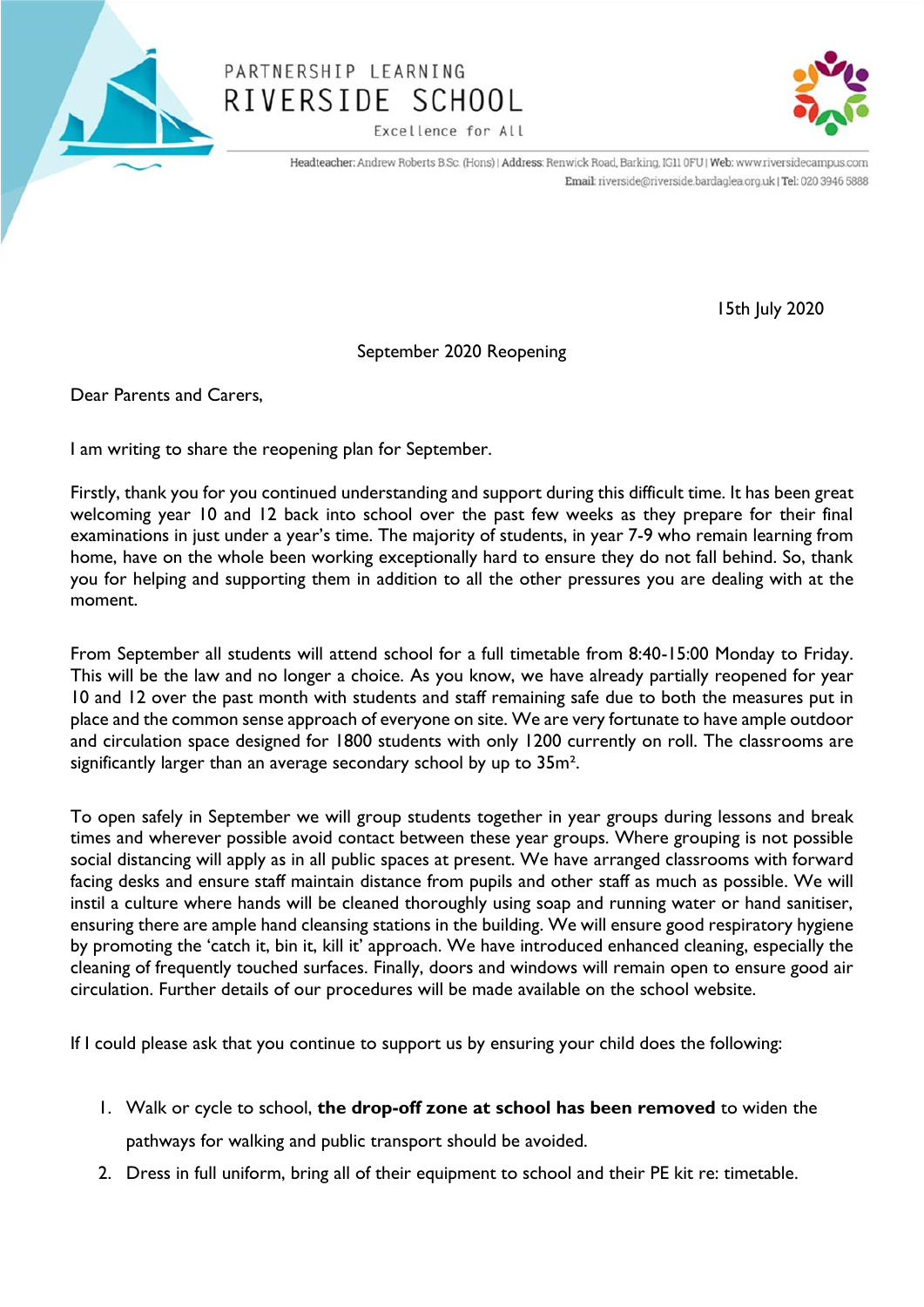PARTNERSHIP LEARNING

# RIVERSIDE SCHOOL

Excellence for All

Headteacher: Andrew Roberts B.Sc. (Hons) | Address: Renwick Road, Barking, IG11 0FU | Web: www.riversidecampus.com
Email: riverside@riverside.bardaglea.org.uk | Tel: 020 3946 5888

15th July 2020

September 2020 Reopening

Dear Parents and Carers,

I am writing to share the reopening plan for September.

Firstly, thank you for you continued understanding and support during this difficult time. It has been great welcoming year 10 and 12 back into school over the past few weeks as they prepare for their final examinations in just under a year's time. The majority of students, in year 7-9 who remain learning from home, have on the whole been working exceptionally hard to ensure they do not fall behind. So, thank you for helping and supporting them in addition to all the other pressures you are dealing with at the moment.

From September all students will attend school for a full timetable from 8:40-15:00 Monday to Friday. This will be the law and no longer a choice. As you know, we have already partially reopened for year 10 and 12 over the past month with students and staff remaining safe due to both the measures put in place and the common sense approach of everyone on site. We are very fortunate to have ample outdoor and circulation space designed for 1800 students with only 1200 currently on roll. The classrooms are significantly larger than an average secondary school by up to 35m².

To open safely in September we will group students together in year groups during lessons and break times and wherever possible avoid contact between these year groups. Where grouping is not possible social distancing will apply as in all public spaces at present. We have arranged classrooms with forward facing desks and ensure staff maintain distance from pupils and other staff as much as possible. We will instil a culture where hands will be cleaned thoroughly using soap and running water or hand sanitiser, ensuring there are ample hand cleansing stations in the building. We will ensure good respiratory hygiene by promoting the 'catch it, bin it, kill it' approach. We have introduced enhanced cleaning, especially the cleaning of frequently touched surfaces. Finally, doors and windows will remain open to ensure good air circulation. Further details of our procedures will be made available on the school website.

If I could please ask that you continue to support us by ensuring your child does the following:

1. Walk or cycle to school, **the drop-off zone at school has been removed** to widen the pathways for walking and public transport should be avoided.
2. Dress in full uniform, bring all of their equipment to school and their PE kit re: timetable.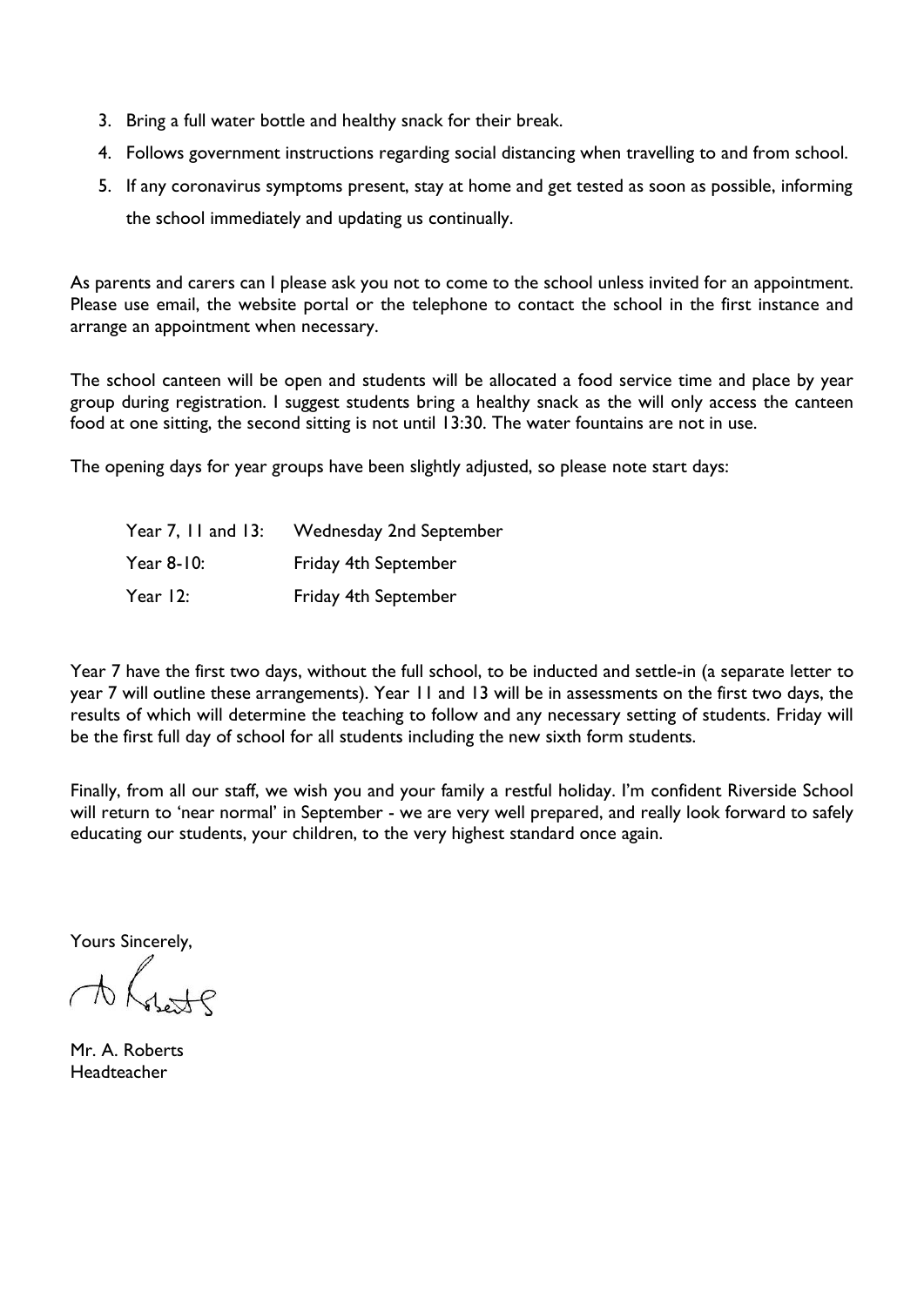3. Bring a full water bottle and healthy snack for their break.
4. Follows government instructions regarding social distancing when travelling to and from school.
5. If any coronavirus symptoms present, stay at home and get tested as soon as possible, informing the school immediately and updating us continually.

As parents and carers can I please ask you not to come to the school unless invited for an appointment. Please use email, the website portal or the telephone to contact the school in the first instance and arrange an appointment when necessary.

The school canteen will be open and students will be allocated a food service time and place by year group during registration. I suggest students bring a healthy snack as the will only access the canteen food at one sitting, the second sitting is not until 13:30. The water fountains are not in use.

The opening days for year groups have been slightly adjusted, so please note start days:

| | |
|---|---|
| Year 7, 11 and 13: | Wednesday 2nd September |
| Year 8-10: | Friday 4th September |
| Year 12: | Friday 4th September |

Year 7 have the first two days, without the full school, to be inducted and settle-in (a separate letter to year 7 will outline these arrangements). Year 11 and 13 will be in assessments on the first two days, the results of which will determine the teaching to follow and any necessary setting of students. Friday will be the first full day of school for all students including the new sixth form students.

Finally, from all our staff, we wish you and your family a restful holiday. I'm confident Riverside School will return to 'near normal' in September - we are very well prepared, and really look forward to safely educating our students, your children, to the very highest standard once again.

Yours Sincerely,

A Roberts

Mr. A. Roberts
Headteacher